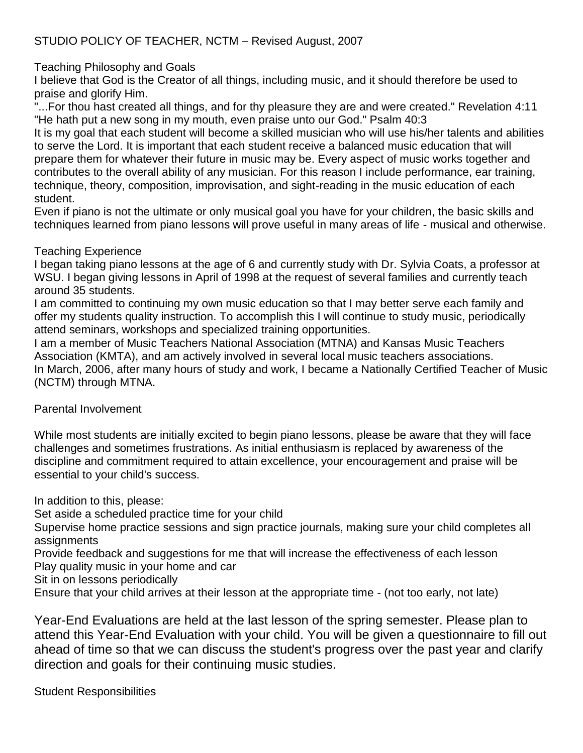# STUDIO POLICY OF TEACHER, NCTM – Revised August, 2007

## Teaching Philosophy and Goals

I believe that God is the Creator of all things, including music, and it should therefore be used to praise and glorify Him.

"...For thou hast created all things, and for thy pleasure they are and were created." Revelation 4:11

"He hath put a new song in my mouth, even praise unto our God." Psalm 40:3

It is my goal that each student will become a skilled musician who will use his/her talents and abilities to serve the Lord. It is important that each student receive a balanced music education that will prepare them for whatever their future in music may be. Every aspect of music works together and contributes to the overall ability of any musician. For this reason I include performance, ear training, technique, theory, composition, improvisation, and sight-reading in the music education of each student.

Even if piano is not the ultimate or only musical goal you have for your children, the basic skills and techniques learned from piano lessons will prove useful in many areas of life - musical and otherwise.

## Teaching Experience

I began taking piano lessons at the age of 6 and currently study with Dr. Sylvia Coats, a professor at WSU. I began giving lessons in April of 1998 at the request of several families and currently teach around 35 students.

I am committed to continuing my own music education so that I may better serve each family and offer my students quality instruction. To accomplish this I will continue to study music, periodically attend seminars, workshops and specialized training opportunities.

I am a member of Music Teachers National Association (MTNA) and Kansas Music Teachers Association (KMTA), and am actively involved in several local music teachers associations.

In March, 2006, after many hours of study and work, I became a Nationally Certified Teacher of Music (NCTM) through MTNA.

## Parental Involvement

While most students are initially excited to begin piano lessons, please be aware that they will face challenges and sometimes frustrations. As initial enthusiasm is replaced by awareness of the discipline and commitment required to attain excellence, your encouragement and praise will be essential to your child's success.

In addition to this, please:

- Set aside a scheduled practice time for your child
- Supervise home practice sessions and sign practice journals, making sure your child completes all assignments
- Provide feedback and suggestions for me that will increase the effectiveness of each lesson
- Play quality music in your home and car
- Sit in on lessons periodically
- Ensure that your child arrives at their lesson at the appropriate time - (not too early, not late)

Year-End Evaluations are held at the last lesson of the spring semester. Please plan to attend this Year-End Evaluation with your child. You will be given a questionnaire to fill out ahead of time so that we can discuss the student's progress over the past year and clarify direction and goals for their continuing music studies.

## Student Responsibilities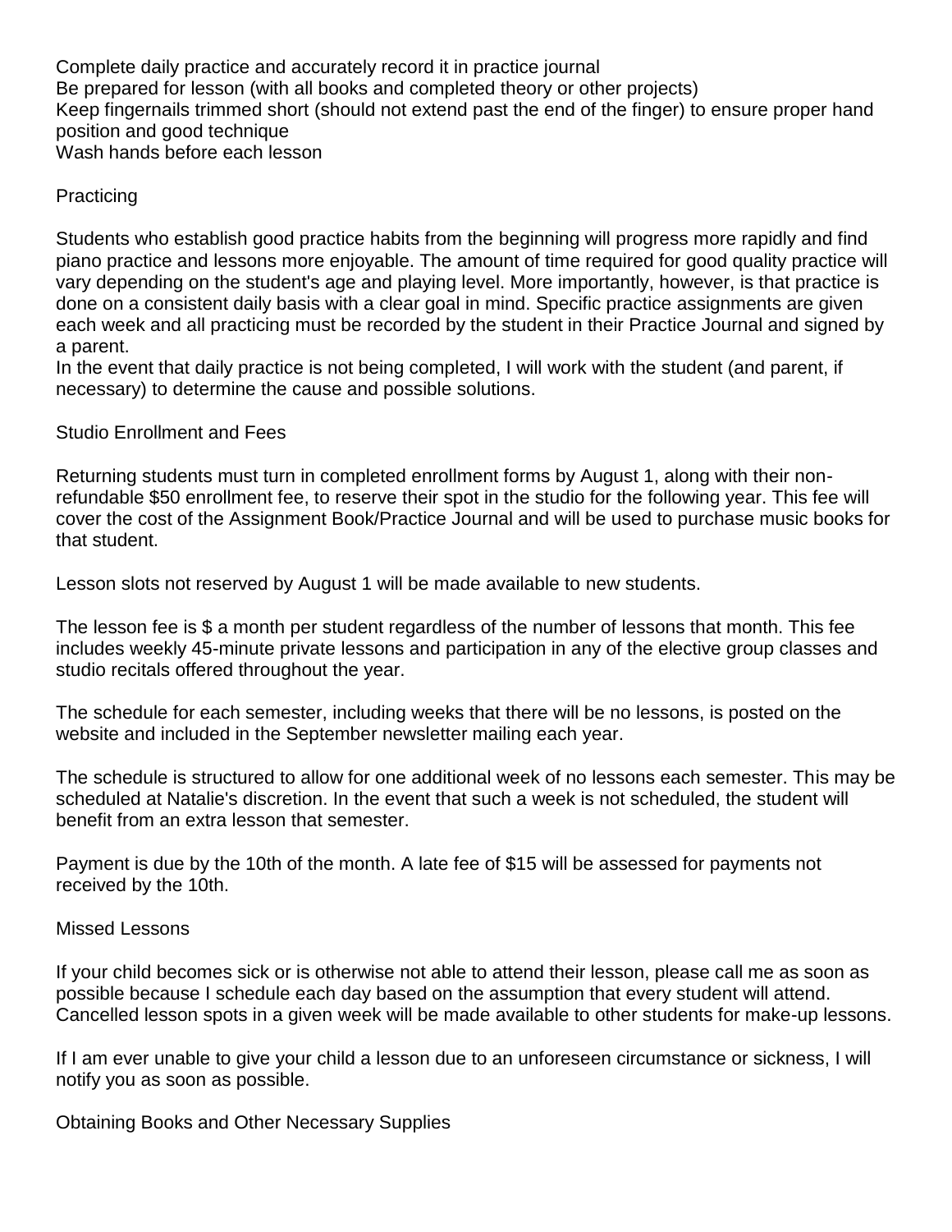Complete daily practice and accurately record it in practice journal
Be prepared for lesson (with all books and completed theory or other projects)
Keep fingernails trimmed short (should not extend past the end of the finger) to ensure proper hand position and good technique
Wash hands before each lesson

## Practicing

Students who establish good practice habits from the beginning will progress more rapidly and find piano practice and lessons more enjoyable. The amount of time required for good quality practice will vary depending on the student's age and playing level. More importantly, however, is that practice is done on a consistent daily basis with a clear goal in mind. Specific practice assignments are given each week and all practicing must be recorded by the student in their Practice Journal and signed by a parent.
In the event that daily practice is not being completed, I will work with the student (and parent, if necessary) to determine the cause and possible solutions.

## Studio Enrollment and Fees

Returning students must turn in completed enrollment forms by August 1, along with their non-refundable $50 enrollment fee, to reserve their spot in the studio for the following year. This fee will cover the cost of the Assignment Book/Practice Journal and will be used to purchase music books for that student.

Lesson slots not reserved by August 1 will be made available to new students.

The lesson fee is $ a month per student regardless of the number of lessons that month. This fee includes weekly 45-minute private lessons and participation in any of the elective group classes and studio recitals offered throughout the year.

The schedule for each semester, including weeks that there will be no lessons, is posted on the website and included in the September newsletter mailing each year.

The schedule is structured to allow for one additional week of no lessons each semester. This may be scheduled at Natalie's discretion. In the event that such a week is not scheduled, the student will benefit from an extra lesson that semester.

Payment is due by the 10th of the month. A late fee of $15 will be assessed for payments not received by the 10th.

## Missed Lessons

If your child becomes sick or is otherwise not able to attend their lesson, please call me as soon as possible because I schedule each day based on the assumption that every student will attend. Cancelled lesson spots in a given week will be made available to other students for make-up lessons.

If I am ever unable to give your child a lesson due to an unforeseen circumstance or sickness, I will notify you as soon as possible.

## Obtaining Books and Other Necessary Supplies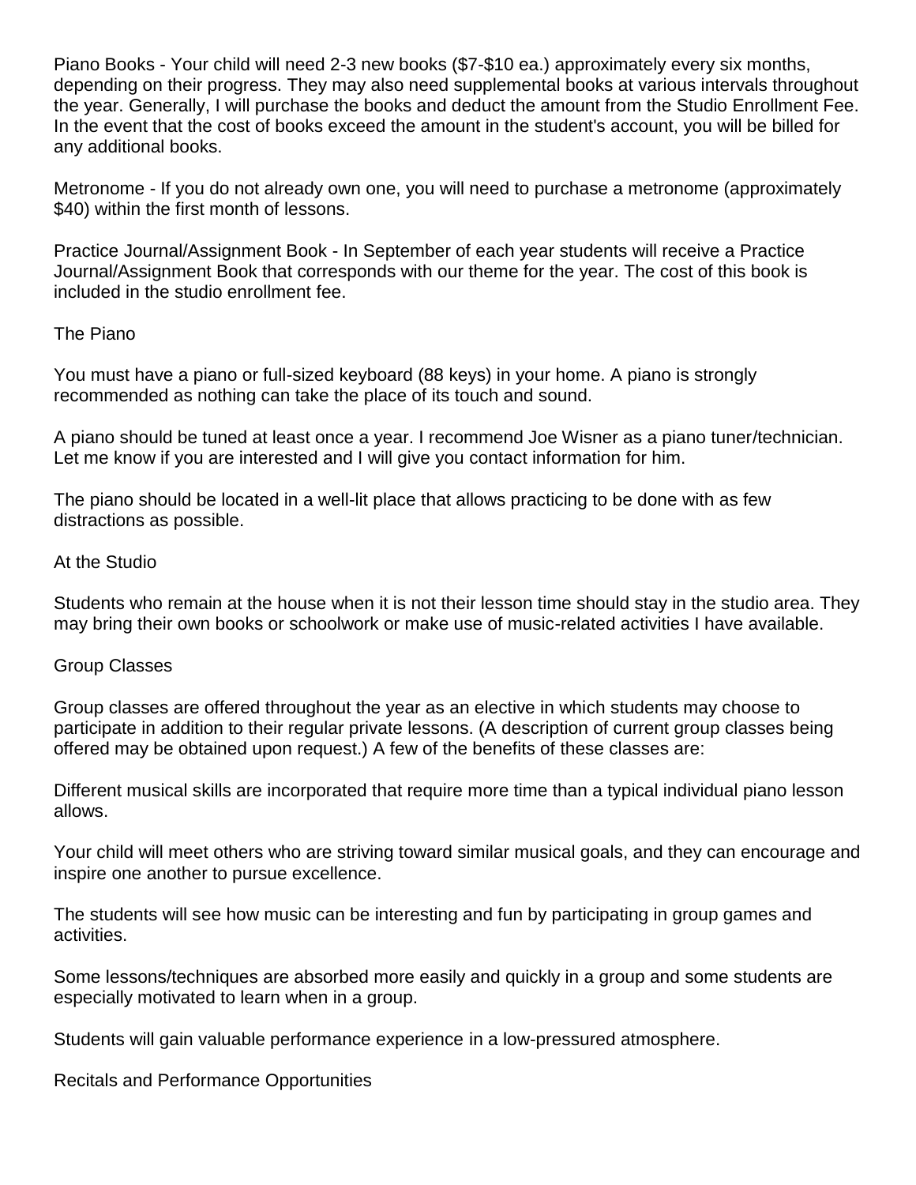Piano Books - Your child will need 2-3 new books ($7-$10 ea.) approximately every six months, depending on their progress. They may also need supplemental books at various intervals throughout the year. Generally, I will purchase the books and deduct the amount from the Studio Enrollment Fee. In the event that the cost of books exceed the amount in the student's account, you will be billed for any additional books.

Metronome - If you do not already own one, you will need to purchase a metronome (approximately $40) within the first month of lessons.

Practice Journal/Assignment Book - In September of each year students will receive a Practice Journal/Assignment Book that corresponds with our theme for the year. The cost of this book is included in the studio enrollment fee.

## The Piano

You must have a piano or full-sized keyboard (88 keys) in your home. A piano is strongly recommended as nothing can take the place of its touch and sound.

A piano should be tuned at least once a year. I recommend Joe Wisner as a piano tuner/technician. Let me know if you are interested and I will give you contact information for him.

The piano should be located in a well-lit place that allows practicing to be done with as few distractions as possible.

## At the Studio

Students who remain at the house when it is not their lesson time should stay in the studio area. They may bring their own books or schoolwork or make use of music-related activities I have available.

## Group Classes

Group classes are offered throughout the year as an elective in which students may choose to participate in addition to their regular private lessons. (A description of current group classes being offered may be obtained upon request.) A few of the benefits of these classes are:

Different musical skills are incorporated that require more time than a typical individual piano lesson allows.

Your child will meet others who are striving toward similar musical goals, and they can encourage and inspire one another to pursue excellence.

The students will see how music can be interesting and fun by participating in group games and activities.

Some lessons/techniques are absorbed more easily and quickly in a group and some students are especially motivated to learn when in a group.

Students will gain valuable performance experience in a low-pressured atmosphere.

## Recitals and Performance Opportunities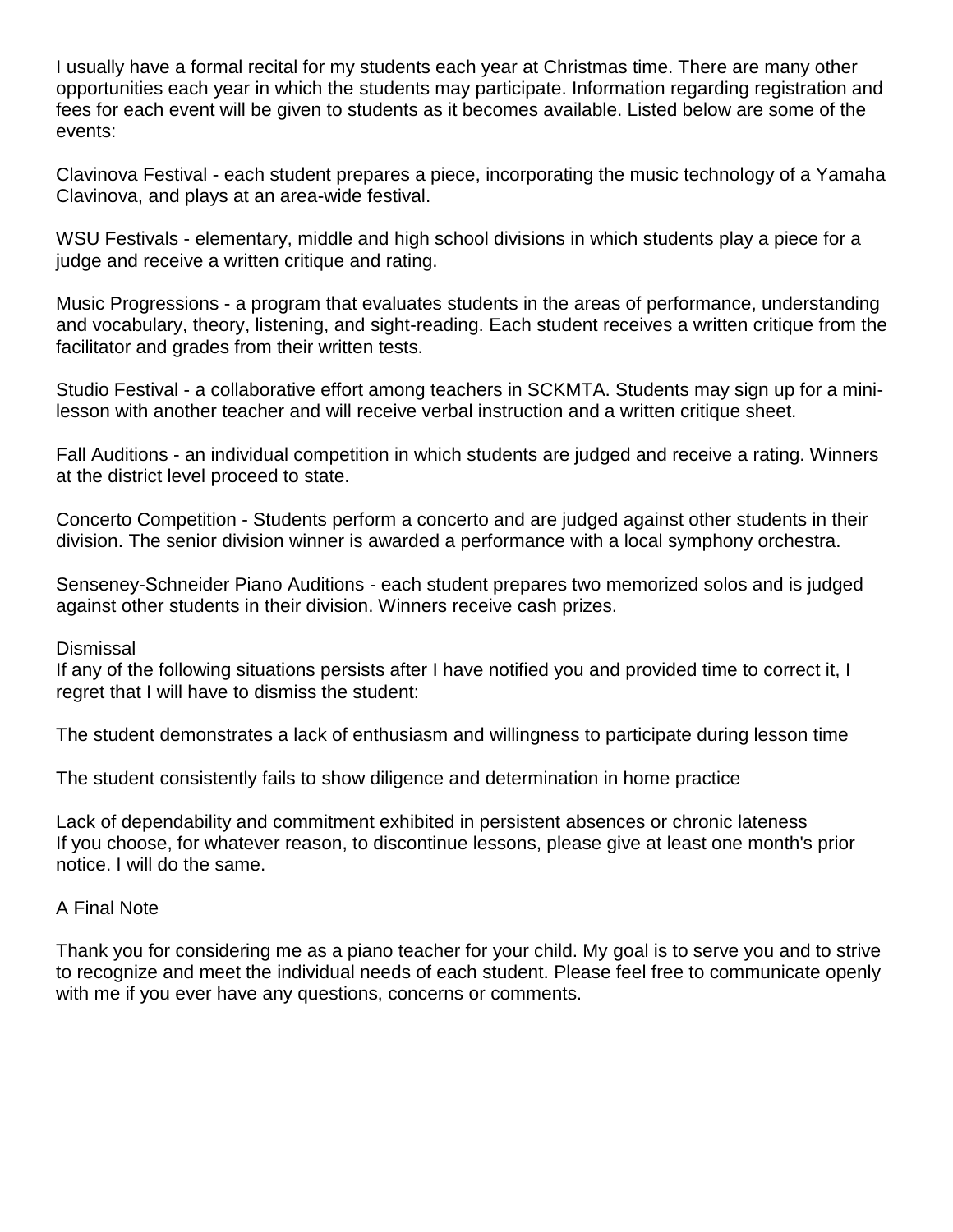I usually have a formal recital for my students each year at Christmas time. There are many other opportunities each year in which the students may participate. Information regarding registration and fees for each event will be given to students as it becomes available. Listed below are some of the events:

Clavinova Festival - each student prepares a piece, incorporating the music technology of a Yamaha Clavinova, and plays at an area-wide festival.

WSU Festivals - elementary, middle and high school divisions in which students play a piece for a judge and receive a written critique and rating.

Music Progressions - a program that evaluates students in the areas of performance, understanding and vocabulary, theory, listening, and sight-reading. Each student receives a written critique from the facilitator and grades from their written tests.

Studio Festival - a collaborative effort among teachers in SCKMTA. Students may sign up for a mini-lesson with another teacher and will receive verbal instruction and a written critique sheet.

Fall Auditions - an individual competition in which students are judged and receive a rating. Winners at the district level proceed to state.

Concerto Competition - Students perform a concerto and are judged against other students in their division. The senior division winner is awarded a performance with a local symphony orchestra.

Senseney-Schneider Piano Auditions - each student prepares two memorized solos and is judged against other students in their division. Winners receive cash prizes.

## Dismissal

If any of the following situations persists after I have notified you and provided time to correct it, I regret that I will have to dismiss the student:

The student demonstrates a lack of enthusiasm and willingness to participate during lesson time

The student consistently fails to show diligence and determination in home practice

Lack of dependability and commitment exhibited in persistent absences or chronic lateness

If you choose, for whatever reason, to discontinue lessons, please give at least one month's prior notice. I will do the same.

## A Final Note

Thank you for considering me as a piano teacher for your child. My goal is to serve you and to strive to recognize and meet the individual needs of each student. Please feel free to communicate openly with me if you ever have any questions, concerns or comments.